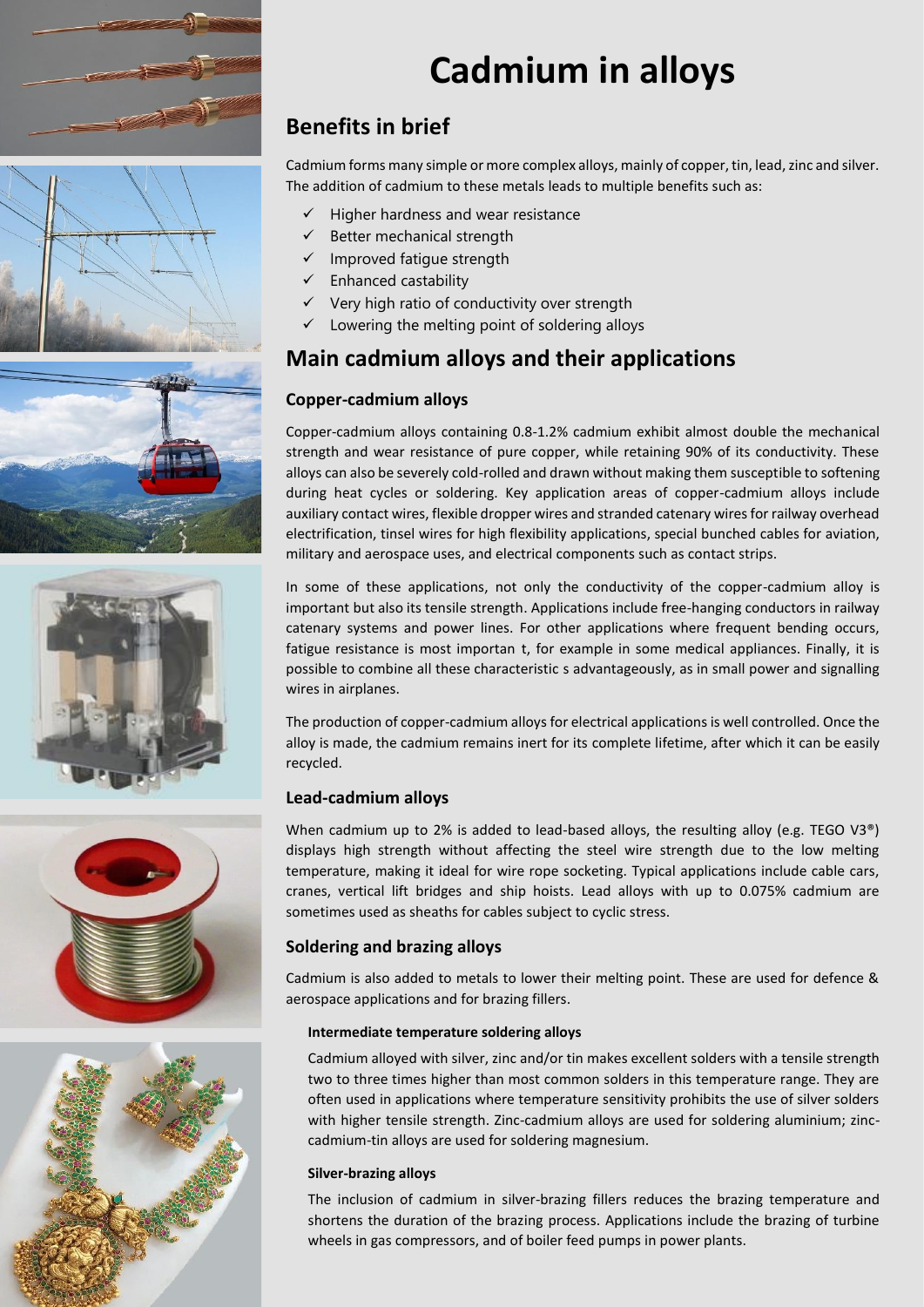# Cadmium in alloys

## Benefits in brief

Cadmium forms many simple or more complex alloys, mainly of copper, tin, lead, zinc and silver. The addition of cadmium to these metals leads to multiple benefits such as:

- ✓ Higher hardness and wear resistance
- ✓ Better mechanical strength
- ✓ Improved fatigue strength
- ✓ Enhanced castability
- ✓ Very high ratio of conductivity over strength
- ✓ Lowering the melting point of soldering alloys

## Main cadmium alloys and their applications

### Copper-cadmium alloys

Copper-cadmium alloys containing 0.8-1.2% cadmium exhibit almost double the mechanical strength and wear resistance of pure copper, while retaining 90% of its conductivity. These alloys can also be severely cold-rolled and drawn without making them susceptible to softening during heat cycles or soldering. Key application areas of copper-cadmium alloys include auxiliary contact wires, flexible dropper wires and stranded catenary wires for railway overhead electrification, tinsel wires for high flexibility applications, special bunched cables for aviation, military and aerospace uses, and electrical components such as contact strips.

In some of these applications, not only the conductivity of the copper-cadmium alloy is important but also its tensile strength. Applications include free-hanging conductors in railway catenary systems and power lines. For other applications where frequent bending occurs, fatigue resistance is most importan t, for example in some medical appliances. Finally, it is possible to combine all these characteristic s advantageously, as in small power and signalling wires in airplanes.

The production of copper-cadmium alloys for electrical applications is well controlled. Once the alloy is made, the cadmium remains inert for its complete lifetime, after which it can be easily recycled.

### Lead-cadmium alloys

When cadmium up to 2% is added to lead-based alloys, the resulting alloy (e.g. TEGO V3®) displays high strength without affecting the steel wire strength due to the low melting temperature, making it ideal for wire rope socketing. Typical applications include cable cars, cranes, vertical lift bridges and ship hoists. Lead alloys with up to 0.075% cadmium are sometimes used as sheaths for cables subject to cyclic stress.

### Soldering and brazing alloys

Cadmium is also added to metals to lower their melting point. These are used for defence & aerospace applications and for brazing fillers.

#### Intermediate temperature soldering alloys

Cadmium alloyed with silver, zinc and/or tin makes excellent solders with a tensile strength two to three times higher than most common solders in this temperature range. They are often used in applications where temperature sensitivity prohibits the use of silver solders with higher tensile strength. Zinc-cadmium alloys are used for soldering aluminium; zinc-cadmium-tin alloys are used for soldering magnesium.

#### Silver-brazing alloys

The inclusion of cadmium in silver-brazing fillers reduces the brazing temperature and shortens the duration of the brazing process. Applications include the brazing of turbine wheels in gas compressors, and of boiler feed pumps in power plants.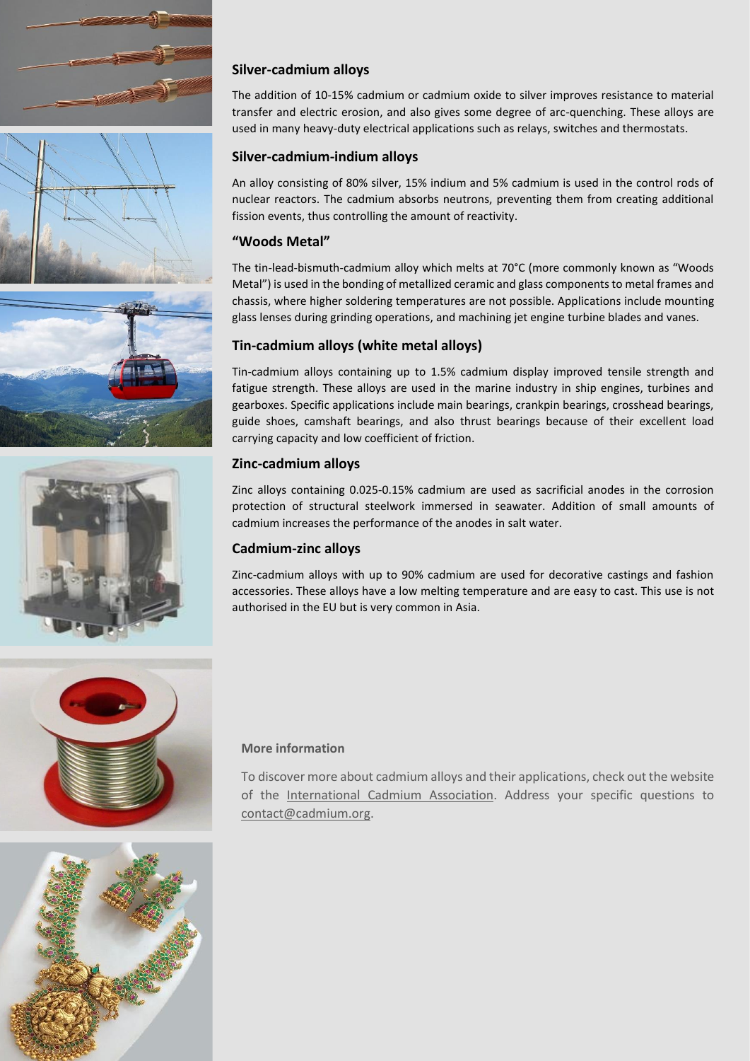### Silver-cadmium alloys

The addition of 10-15% cadmium or cadmium oxide to silver improves resistance to material transfer and electric erosion, and also gives some degree of arc-quenching. These alloys are used in many heavy-duty electrical applications such as relays, switches and thermostats.

### Silver-cadmium-indium alloys

An alloy consisting of 80% silver, 15% indium and 5% cadmium is used in the control rods of nuclear reactors. The cadmium absorbs neutrons, preventing them from creating additional fission events, thus controlling the amount of reactivity.

### "Woods Metal"

The tin-lead-bismuth-cadmium alloy which melts at 70°C (more commonly known as "Woods Metal") is used in the bonding of metallized ceramic and glass components to metal frames and chassis, where higher soldering temperatures are not possible. Applications include mounting glass lenses during grinding operations, and machining jet engine turbine blades and vanes.

### Tin-cadmium alloys (white metal alloys)

Tin-cadmium alloys containing up to 1.5% cadmium display improved tensile strength and fatigue strength. These alloys are used in the marine industry in ship engines, turbines and gearboxes. Specific applications include main bearings, crankpin bearings, crosshead bearings, guide shoes, camshaft bearings, and also thrust bearings because of their excellent load carrying capacity and low coefficient of friction.

### Zinc-cadmium alloys

Zinc alloys containing 0.025-0.15% cadmium are used as sacrificial anodes in the corrosion protection of structural steelwork immersed in seawater. Addition of small amounts of cadmium increases the performance of the anodes in salt water.

### Cadmium-zinc alloys

Zinc-cadmium alloys with up to 90% cadmium are used for decorative castings and fashion accessories. These alloys have a low melting temperature and are easy to cast. This use is not authorised in the EU but is very common in Asia.

#### More information

To discover more about cadmium alloys and their applications, check out the website of the International Cadmium Association. Address your specific questions to contact@cadmium.org.